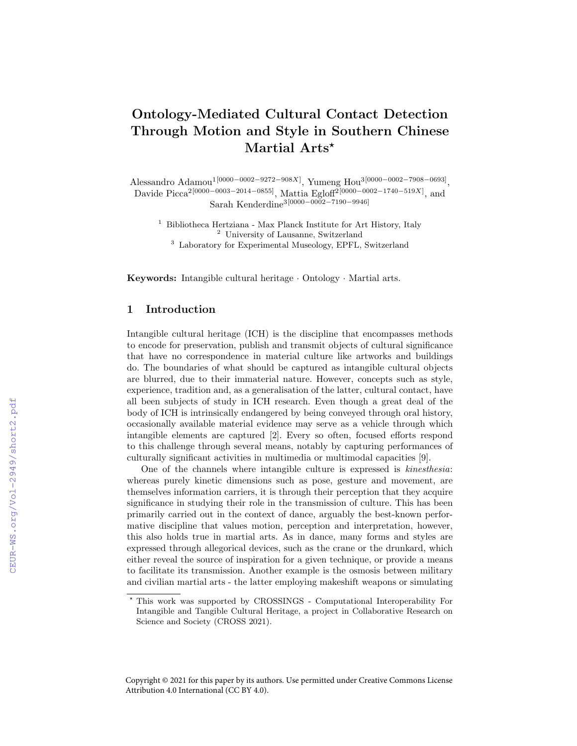# Ontology-Mediated Cultural Contact Detection Through Motion and Style in Southern Chinese Martial Arts*

Alessandro Adamou[1 [0000−0002−9272−908X]], Yumeng Hou[3 [0000−0002−7908−0693]], Davide Picca[2 [0000−0003−2014−0855]], Mattia Egloff[2 [0000−0002−1740−519X]], and Sarah Kenderdine[3 [0000−0002−7190−9946]]

[1] Bibliotheca Hertziana - Max Planck Institute for Art History, Italy
[2] University of Lausanne, Switzerland
[3] Laboratory for Experimental Museology, EPFL, Switzerland

**Keywords:** Intangible cultural heritage · Ontology · Martial arts.

## 1 Introduction

Intangible cultural heritage (ICH) is the discipline that encompasses methods to encode for preservation, publish and transmit objects of cultural significance that have no correspondence in material culture like artworks and buildings do. The boundaries of what should be captured as intangible cultural objects are blurred, due to their immaterial nature. However, concepts such as style, experience, tradition and, as a generalisation of the latter, cultural contact, have all been subjects of study in ICH research. Even though a great deal of the body of ICH is intrinsically endangered by being conveyed through oral history, occasionally available material evidence may serve as a vehicle through which intangible elements are captured [2]. Every so often, focused efforts respond to this challenge through several means, notably by capturing performances of culturally significant activities in multimedia or multimodal capacities [9].

One of the channels where intangible culture is expressed is *kinesthesia*: whereas purely kinetic dimensions such as pose, gesture and movement, are themselves information carriers, it is through their perception that they acquire significance in studying their role in the transmission of culture. This has been primarily carried out in the context of dance, arguably the best-known performative discipline that values motion, perception and interpretation, however, this also holds true in martial arts. As in dance, many forms and styles are expressed through allegorical devices, such as the crane or the drunkard, which either reveal the source of inspiration for a given technique, or provide a means to facilitate its transmission. Another example is the osmosis between military and civilian martial arts - the latter employing makeshift weapons or simulating

---

* This work was supported by CROSSINGS - Computational Interoperability For Intangible and Tangible Cultural Heritage, a project in Collaborative Research on Science and Society (CROSS 2021).

Copyright © 2021 for this paper by its authors. Use permitted under Creative Commons License Attribution 4.0 International (CC BY 4.0).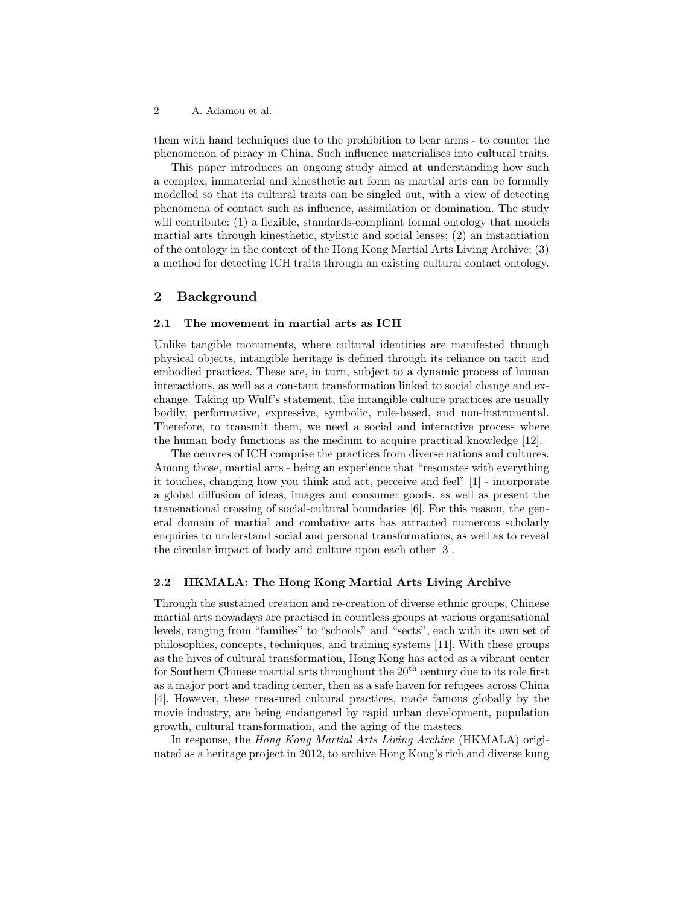them with hand techniques due to the prohibition to bear arms - to counter the phenomenon of piracy in China. Such influence materialises into cultural traits.

This paper introduces an ongoing study aimed at understanding how such a complex, immaterial and kinesthetic art form as martial arts can be formally modelled so that its cultural traits can be singled out, with a view of detecting phenomena of contact such as influence, assimilation or domination. The study will contribute: (1) a flexible, standards-compliant formal ontology that models martial arts through kinesthetic, stylistic and social lenses; (2) an instantiation of the ontology in the context of the Hong Kong Martial Arts Living Archive; (3) a method for detecting ICH traits through an existing cultural contact ontology.

## 2 Background

### 2.1 The movement in martial arts as ICH

Unlike tangible monuments, where cultural identities are manifested through physical objects, intangible heritage is defined through its reliance on tacit and embodied practices. These are, in turn, subject to a dynamic process of human interactions, as well as a constant transformation linked to social change and exchange. Taking up Wulf's statement, the intangible culture practices are usually bodily, performative, expressive, symbolic, rule-based, and non-instrumental. Therefore, to transmit them, we need a social and interactive process where the human body functions as the medium to acquire practical knowledge [12].

The oeuvres of ICH comprise the practices from diverse nations and cultures. Among those, martial arts - being an experience that "resonates with everything it touches, changing how you think and act, perceive and feel" [1] - incorporate a global diffusion of ideas, images and consumer goods, as well as present the transnational crossing of social-cultural boundaries [6]. For this reason, the general domain of martial and combative arts has attracted numerous scholarly enquiries to understand social and personal transformations, as well as to reveal the circular impact of body and culture upon each other [3].

### 2.2 HKMALA: The Hong Kong Martial Arts Living Archive

Through the sustained creation and re-creation of diverse ethnic groups, Chinese martial arts nowadays are practised in countless groups at various organisational levels, ranging from "families" to "schools" and "sects", each with its own set of philosophies, concepts, techniques, and training systems [11]. With these groups as the hives of cultural transformation, Hong Kong has acted as a vibrant center for Southern Chinese martial arts throughout the 20th century due to its role first as a major port and trading center, then as a safe haven for refugees across China [4]. However, these treasured cultural practices, made famous globally by the movie industry, are being endangered by rapid urban development, population growth, cultural transformation, and the aging of the masters.

In response, the *Hong Kong Martial Arts Living Archive* (HKMALA) originated as a heritage project in 2012, to archive Hong Kong's rich and diverse kung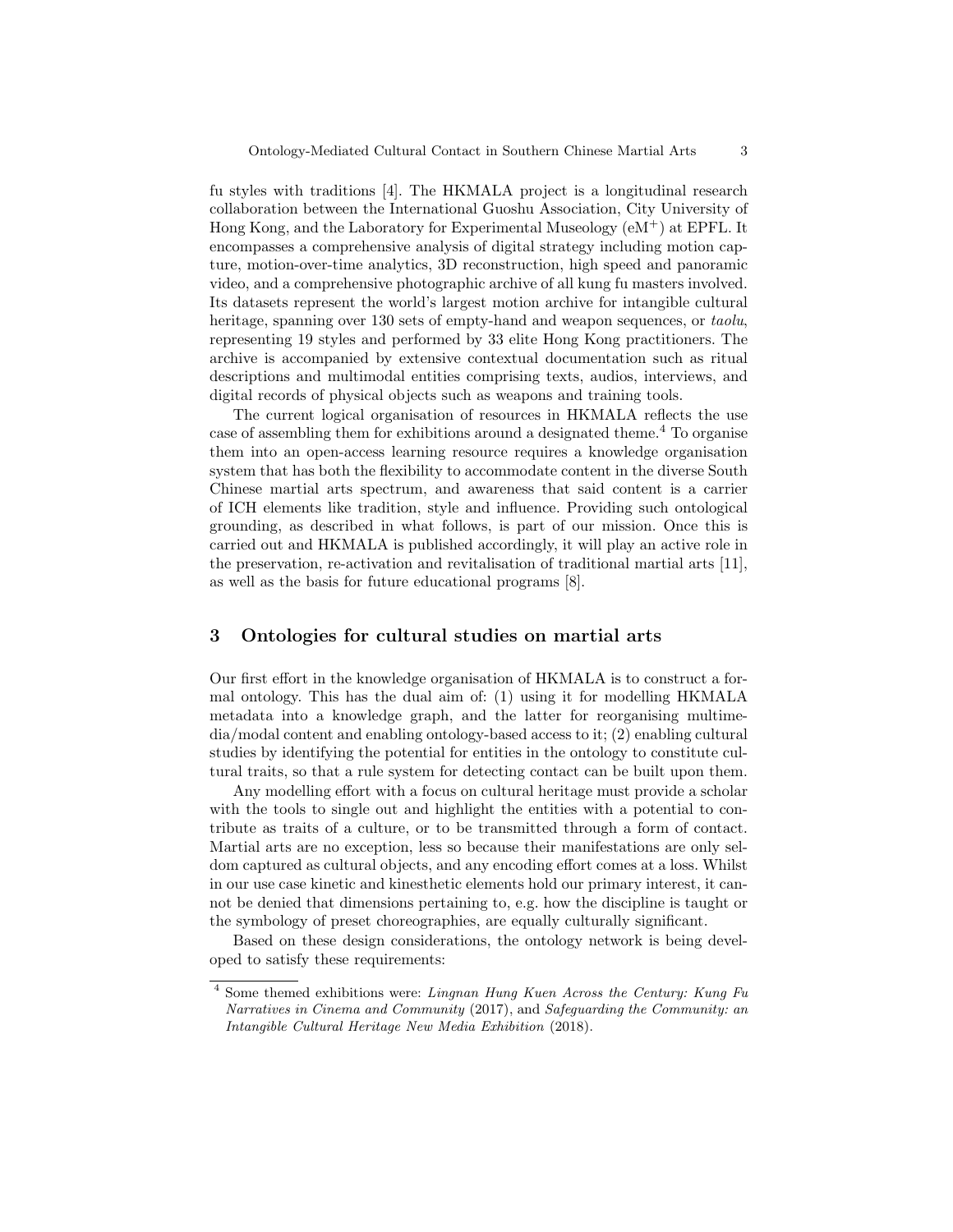fu styles with traditions [4]. The HKMALA project is a longitudinal research collaboration between the International Guoshu Association, City University of Hong Kong, and the Laboratory for Experimental Museology (eM$^+$) at EPFL. It encompasses a comprehensive analysis of digital strategy including motion capture, motion-over-time analytics, 3D reconstruction, high speed and panoramic video, and a comprehensive photographic archive of all kung fu masters involved. Its datasets represent the world's largest motion archive for intangible cultural heritage, spanning over 130 sets of empty-hand and weapon sequences, or *taolu*, representing 19 styles and performed by 33 elite Hong Kong practitioners. The archive is accompanied by extensive contextual documentation such as ritual descriptions and multimodal entities comprising texts, audios, interviews, and digital records of physical objects such as weapons and training tools.

The current logical organisation of resources in HKMALA reflects the use case of assembling them for exhibitions around a designated theme.[4] To organise them into an open-access learning resource requires a knowledge organisation system that has both the flexibility to accommodate content in the diverse South Chinese martial arts spectrum, and awareness that said content is a carrier of ICH elements like tradition, style and influence. Providing such ontological grounding, as described in what follows, is part of our mission. Once this is carried out and HKMALA is published accordingly, it will play an active role in the preservation, re-activation and revitalisation of traditional martial arts [11], as well as the basis for future educational programs [8].

## 3 Ontologies for cultural studies on martial arts

Our first effort in the knowledge organisation of HKMALA is to construct a formal ontology. This has the dual aim of: (1) using it for modelling HKMALA metadata into a knowledge graph, and the latter for reorganising multimedia/modal content and enabling ontology-based access to it; (2) enabling cultural studies by identifying the potential for entities in the ontology to constitute cultural traits, so that a rule system for detecting contact can be built upon them.

Any modelling effort with a focus on cultural heritage must provide a scholar with the tools to single out and highlight the entities with a potential to contribute as traits of a culture, or to be transmitted through a form of contact. Martial arts are no exception, less so because their manifestations are only seldom captured as cultural objects, and any encoding effort comes at a loss. Whilst in our use case kinetic and kinesthetic elements hold our primary interest, it cannot be denied that dimensions pertaining to, e.g. how the discipline is taught or the symbology of preset choreographies, are equally culturally significant.

Based on these design considerations, the ontology network is being developed to satisfy these requirements:

[4] Some themed exhibitions were: *Lingnan Hung Kuen Across the Century: Kung Fu Narratives in Cinema and Community* (2017), and *Safeguarding the Community: an Intangible Cultural Heritage New Media Exhibition* (2018).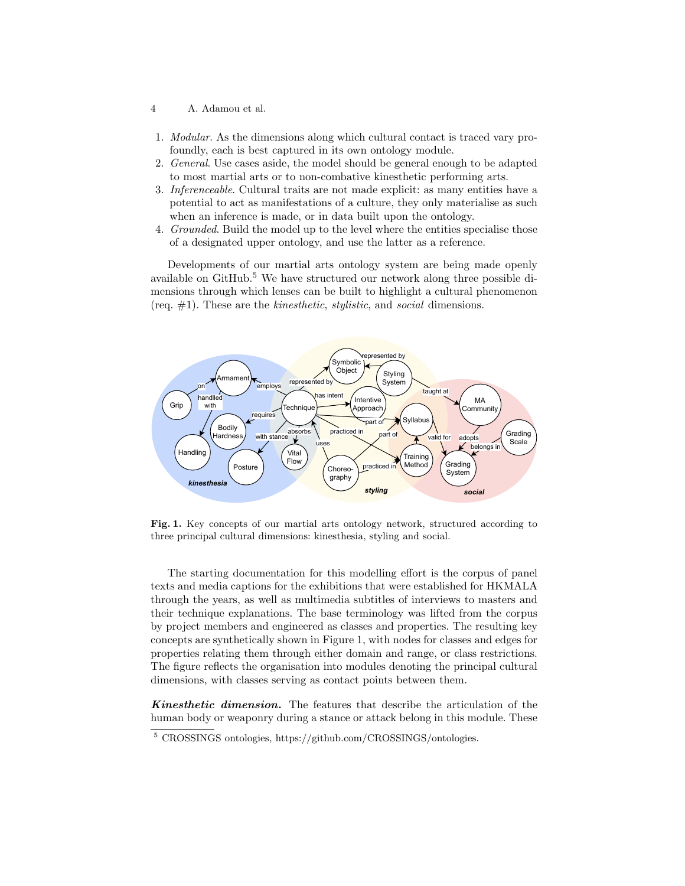1. *Modular*. As the dimensions along which cultural contact is traced vary profoundly, each is best captured in its own ontology module.
2. *General*. Use cases aside, the model should be general enough to be adapted to most martial arts or to non-combative kinesthetic performing arts.
3. *Inferenceable*. Cultural traits are not made explicit: as many entities have a potential to act as manifestations of a culture, they only materialise as such when an inference is made, or in data built upon the ontology.
4. *Grounded*. Build the model up to the level where the entities specialise those of a designated upper ontology, and use the latter as a reference.

Developments of our martial arts ontology system are being made openly available on GitHub.[5] We have structured our network along three possible dimensions through which lenses can be built to highlight a cultural phenomenon (req. #1). These are the *kinesthetic*, *stylistic*, and *social* dimensions.

**Fig. 1.** Key concepts of our martial arts ontology network, structured according to three principal cultural dimensions: kinesthesia, styling and social.

The starting documentation for this modelling effort is the corpus of panel texts and media captions for the exhibitions that were established for HKMALA through the years, as well as multimedia subtitles of interviews to masters and their technique explanations. The base terminology was lifted from the corpus by project members and engineered as classes and properties. The resulting key concepts are synthetically shown in Figure 1, with nodes for classes and edges for properties relating them through either domain and range, or class restrictions. The figure reflects the organisation into modules denoting the principal cultural dimensions, with classes serving as contact points between them.

***Kinesthetic dimension.*** The features that describe the articulation of the human body or weaponry during a stance or attack belong in this module. These

[5] CROSSINGS ontologies, https://github.com/CROSSINGS/ontologies.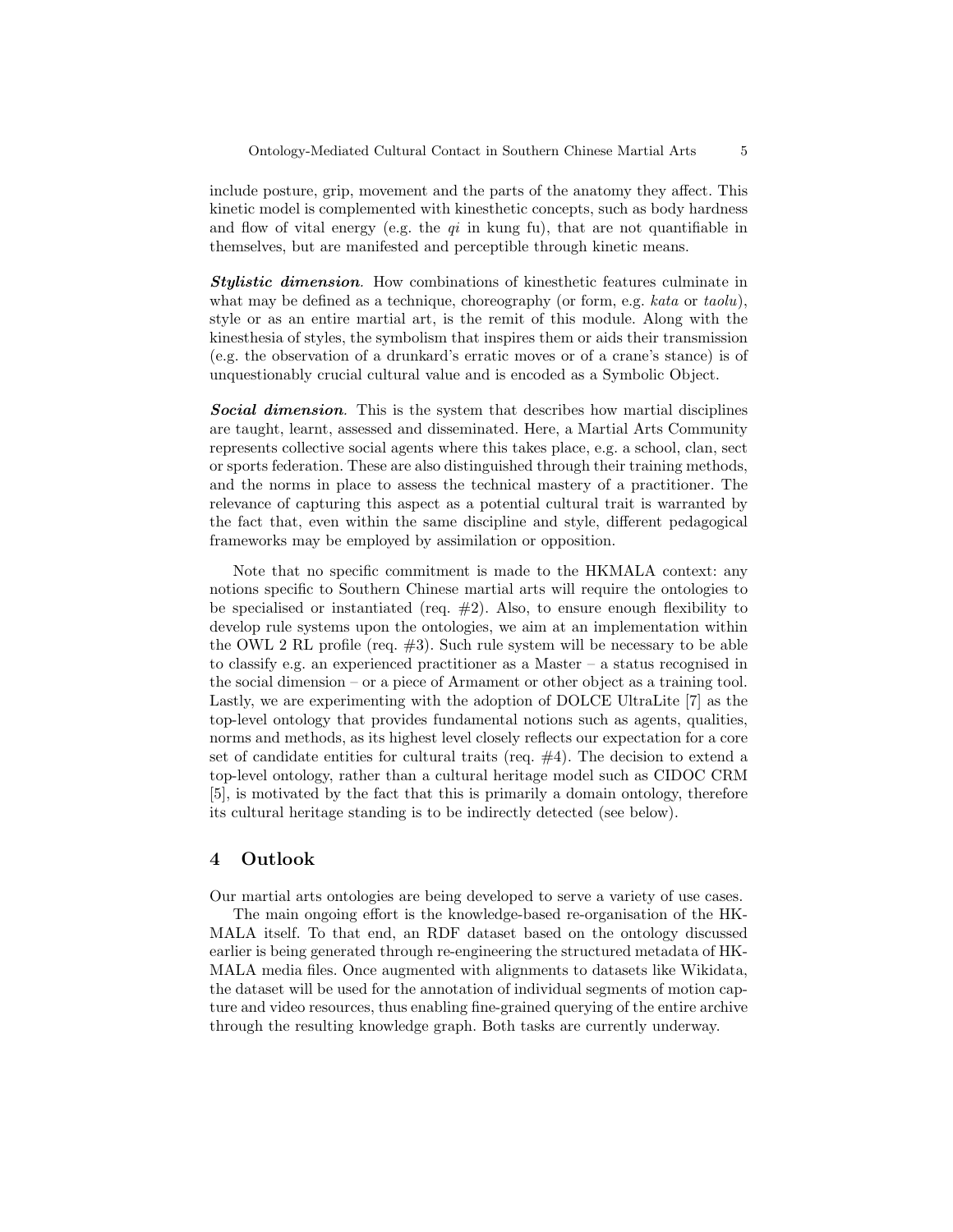include posture, grip, movement and the parts of the anatomy they affect. This kinetic model is complemented with kinesthetic concepts, such as body hardness and flow of vital energy (e.g. the *qi* in kung fu), that are not quantifiable in themselves, but are manifested and perceptible through kinetic means.

***Stylistic dimension***. How combinations of kinesthetic features culminate in what may be defined as a technique, choreography (or form, e.g. *kata* or *taolu*), style or as an entire martial art, is the remit of this module. Along with the kinesthesia of styles, the symbolism that inspires them or aids their transmission (e.g. the observation of a drunkard's erratic moves or of a crane's stance) is of unquestionably crucial cultural value and is encoded as a Symbolic Object.

***Social dimension***. This is the system that describes how martial disciplines are taught, learnt, assessed and disseminated. Here, a Martial Arts Community represents collective social agents where this takes place, e.g. a school, clan, sect or sports federation. These are also distinguished through their training methods, and the norms in place to assess the technical mastery of a practitioner. The relevance of capturing this aspect as a potential cultural trait is warranted by the fact that, even within the same discipline and style, different pedagogical frameworks may be employed by assimilation or opposition.

Note that no specific commitment is made to the HKMALA context: any notions specific to Southern Chinese martial arts will require the ontologies to be specialised or instantiated (req. #2). Also, to ensure enough flexibility to develop rule systems upon the ontologies, we aim at an implementation within the OWL 2 RL profile (req. #3). Such rule system will be necessary to be able to classify e.g. an experienced practitioner as a Master – a status recognised in the social dimension – or a piece of Armament or other object as a training tool. Lastly, we are experimenting with the adoption of DOLCE UltraLite [7] as the top-level ontology that provides fundamental notions such as agents, qualities, norms and methods, as its highest level closely reflects our expectation for a core set of candidate entities for cultural traits (req. #4). The decision to extend a top-level ontology, rather than a cultural heritage model such as CIDOC CRM [5], is motivated by the fact that this is primarily a domain ontology, therefore its cultural heritage standing is to be indirectly detected (see below).

## 4 Outlook

Our martial arts ontologies are being developed to serve a variety of use cases.

The main ongoing effort is the knowledge-based re-organisation of the HKMALA itself. To that end, an RDF dataset based on the ontology discussed earlier is being generated through re-engineering the structured metadata of HKMALA media files. Once augmented with alignments to datasets like Wikidata, the dataset will be used for the annotation of individual segments of motion capture and video resources, thus enabling fine-grained querying of the entire archive through the resulting knowledge graph. Both tasks are currently underway.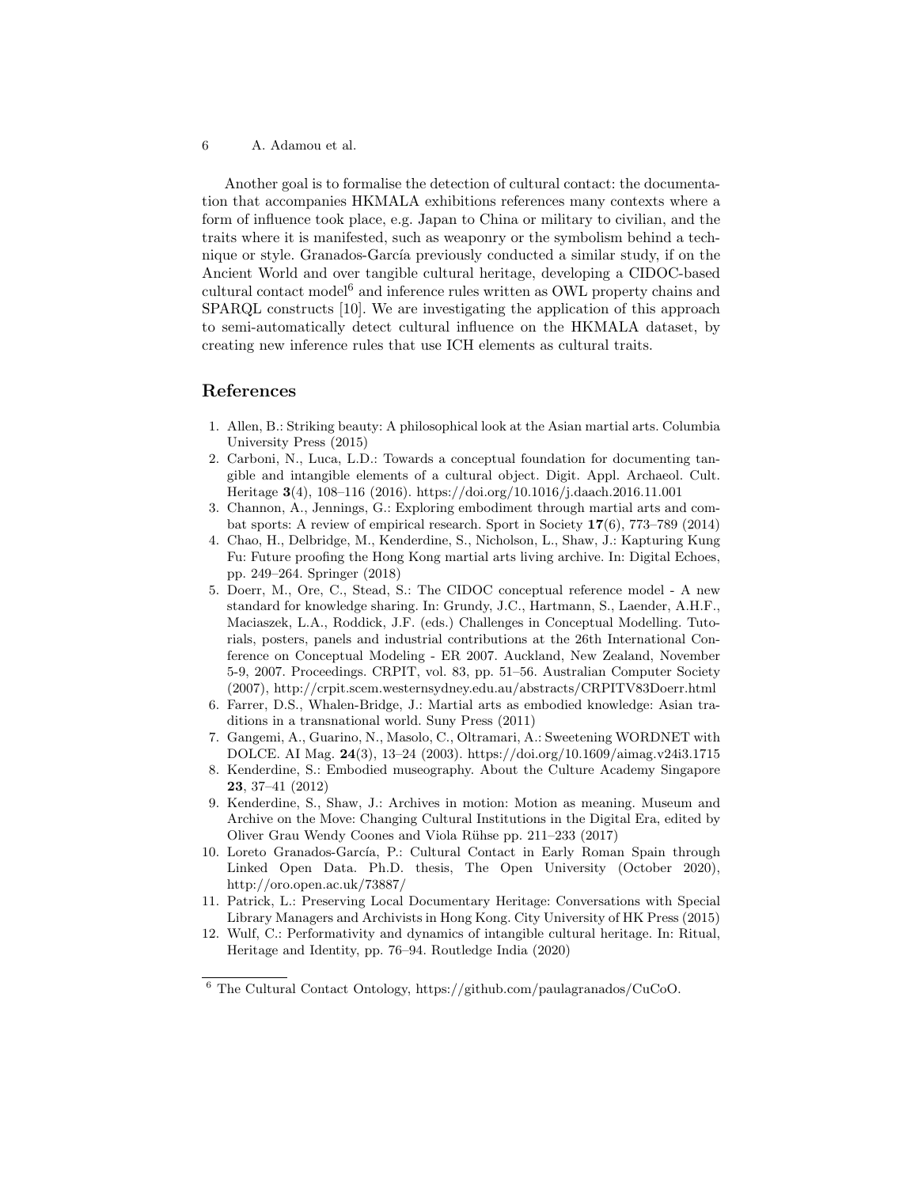Another goal is to formalise the detection of cultural contact: the documentation that accompanies HKMALA exhibitions references many contexts where a form of influence took place, e.g. Japan to China or military to civilian, and the traits where it is manifested, such as weaponry or the symbolism behind a technique or style. Granados-García previously conducted a similar study, if on the Ancient World and over tangible cultural heritage, developing a CIDOC-based cultural contact model[6] and inference rules written as OWL property chains and SPARQL constructs [10]. We are investigating the application of this approach to semi-automatically detect cultural influence on the HKMALA dataset, by creating new inference rules that use ICH elements as cultural traits.

## References

1. Allen, B.: Striking beauty: A philosophical look at the Asian martial arts. Columbia University Press (2015)
2. Carboni, N., Luca, L.D.: Towards a conceptual foundation for documenting tangible and intangible elements of a cultural object. Digit. Appl. Archaeol. Cult. Heritage **3**(4), 108–116 (2016). https://doi.org/10.1016/j.daach.2016.11.001
3. Channon, A., Jennings, G.: Exploring embodiment through martial arts and combat sports: A review of empirical research. Sport in Society **17**(6), 773–789 (2014)
4. Chao, H., Delbridge, M., Kenderdine, S., Nicholson, L., Shaw, J.: Kapturing Kung Fu: Future proofing the Hong Kong martial arts living archive. In: Digital Echoes, pp. 249–264. Springer (2018)
5. Doerr, M., Ore, C., Stead, S.: The CIDOC conceptual reference model - A new standard for knowledge sharing. In: Grundy, J.C., Hartmann, S., Laender, A.H.F., Maciaszek, L.A., Roddick, J.F. (eds.) Challenges in Conceptual Modelling. Tutorials, posters, panels and industrial contributions at the 26th International Conference on Conceptual Modeling - ER 2007. Auckland, New Zealand, November 5-9, 2007. Proceedings. CRPIT, vol. 83, pp. 51–56. Australian Computer Society (2007), http://crpit.scem.westernsydney.edu.au/abstracts/CRPITV83Doerr.html
6. Farrer, D.S., Whalen-Bridge, J.: Martial arts as embodied knowledge: Asian traditions in a transnational world. Suny Press (2011)
7. Gangemi, A., Guarino, N., Masolo, C., Oltramari, A.: Sweetening WORDNET with DOLCE. AI Mag. **24**(3), 13–24 (2003). https://doi.org/10.1609/aimag.v24i3.1715
8. Kenderdine, S.: Embodied museography. About the Culture Academy Singapore **23**, 37–41 (2012)
9. Kenderdine, S., Shaw, J.: Archives in motion: Motion as meaning. Museum and Archive on the Move: Changing Cultural Institutions in the Digital Era, edited by Oliver Grau Wendy Coones and Viola Rühse pp. 211–233 (2017)
10. Loreto Granados-García, P.: Cultural Contact in Early Roman Spain through Linked Open Data. Ph.D. thesis, The Open University (October 2020), http://oro.open.ac.uk/73887/
11. Patrick, L.: Preserving Local Documentary Heritage: Conversations with Special Library Managers and Archivists in Hong Kong. City University of HK Press (2015)
12. Wulf, C.: Performativity and dynamics of intangible cultural heritage. In: Ritual, Heritage and Identity, pp. 76–94. Routledge India (2020)

[6] The Cultural Contact Ontology, https://github.com/paulagranados/CuCoO.